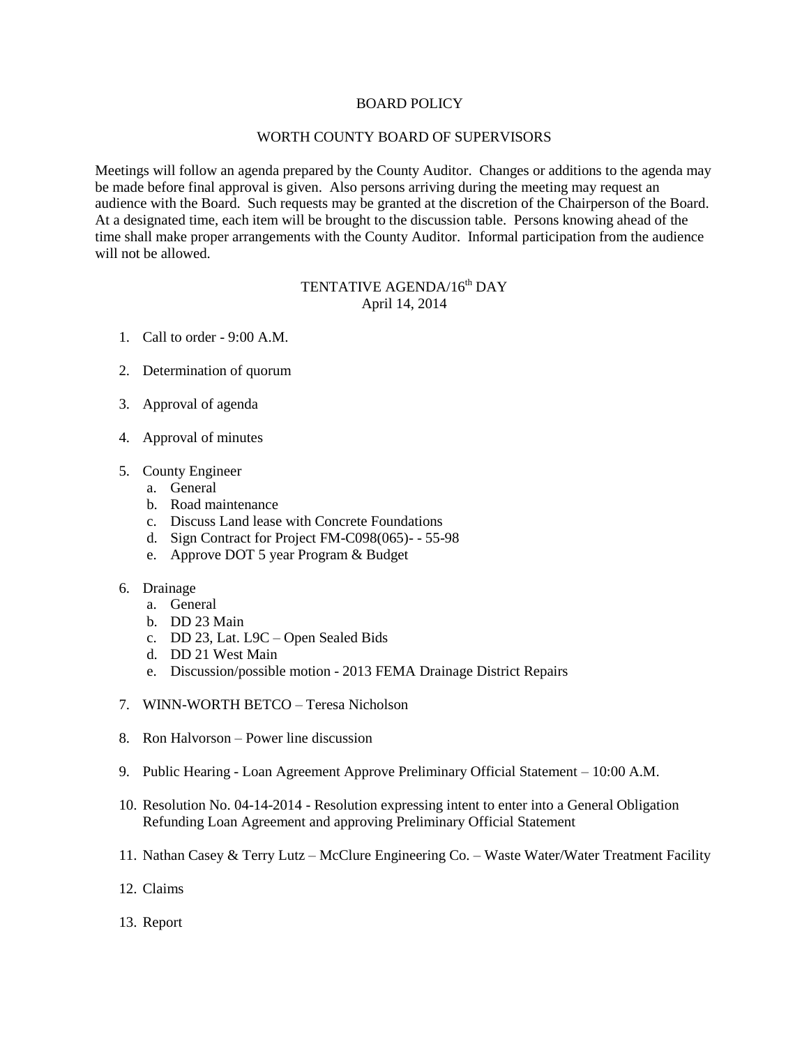# BOARD POLICY

## WORTH COUNTY BOARD OF SUPERVISORS

Meetings will follow an agenda prepared by the County Auditor. Changes or additions to the agenda may be made before final approval is given. Also persons arriving during the meeting may request an audience with the Board. Such requests may be granted at the discretion of the Chairperson of the Board. At a designated time, each item will be brought to the discussion table. Persons knowing ahead of the time shall make proper arrangements with the County Auditor. Informal participation from the audience will not be allowed.

## TENTATIVE AGENDA/16th DAY
April 14, 2014

1. Call to order - 9:00 A.M.

2. Determination of quorum

3. Approval of agenda

4. Approval of minutes

5. County Engineer
   a. General
   b. Road maintenance
   c. Discuss Land lease with Concrete Foundations
   d. Sign Contract for Project FM-C098(065)- - 55-98
   e. Approve DOT 5 year Program & Budget

6. Drainage
   a. General
   b. DD 23 Main
   c. DD 23, Lat. L9C – Open Sealed Bids
   d. DD 21 West Main
   e. Discussion/possible motion - 2013 FEMA Drainage District Repairs

7. WINN-WORTH BETCO – Teresa Nicholson

8. Ron Halvorson – Power line discussion

9. Public Hearing - Loan Agreement Approve Preliminary Official Statement – 10:00 A.M.

10. Resolution No. 04-14-2014 - Resolution expressing intent to enter into a General Obligation Refunding Loan Agreement and approving Preliminary Official Statement

11. Nathan Casey & Terry Lutz – McClure Engineering Co. – Waste Water/Water Treatment Facility

12. Claims

13. Report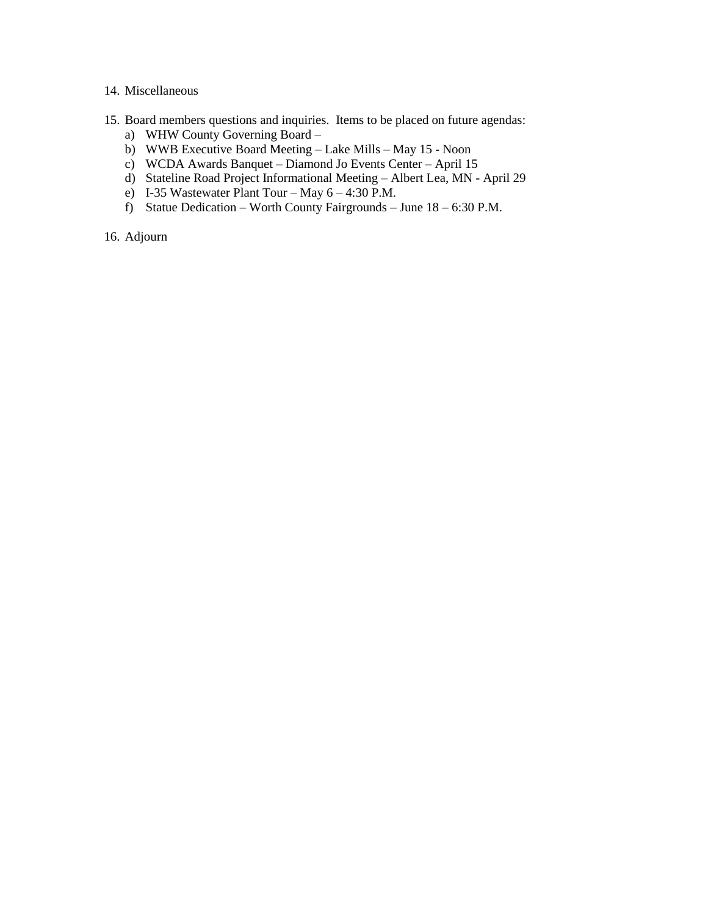14. Miscellaneous

15. Board members questions and inquiries.  Items to be placed on future agendas:
    a) WHW County Governing Board –
    b) WWB Executive Board Meeting – Lake Mills – May 15 - Noon
    c) WCDA Awards Banquet – Diamond Jo Events Center – April 15
    d) Stateline Road Project Informational Meeting – Albert Lea, MN - April 29
    e) I-35 Wastewater Plant Tour – May 6 – 4:30 P.M.
    f) Statue Dedication – Worth County Fairgrounds – June 18 – 6:30 P.M.

16. Adjourn